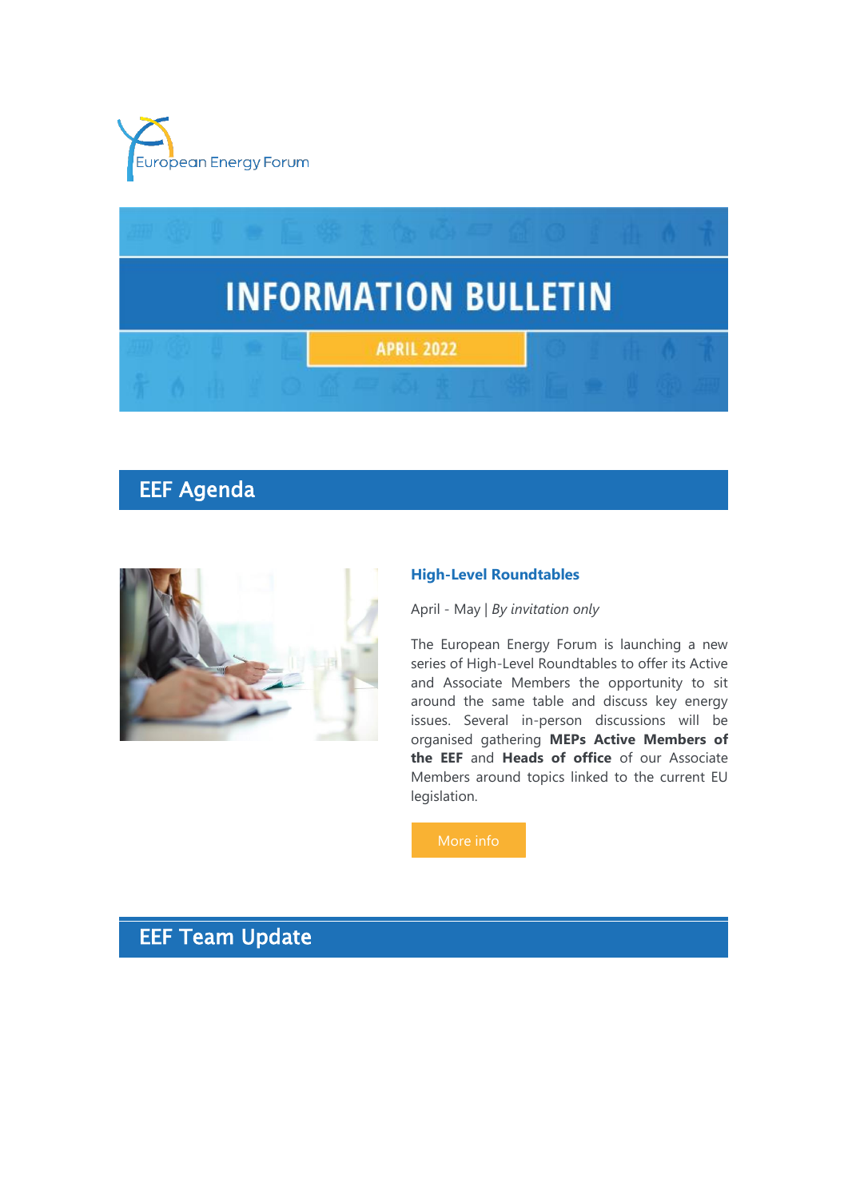European Energy Forum

# INFORMATION BULLETIN

APRIL 2022

## EEF Agenda

### High-Level Roundtables

April - May | *By invitation only*

The European Energy Forum is launching a new series of High-Level Roundtables to offer its Active and Associate Members the opportunity to sit around the same table and discuss key energy issues. Several in-person discussions will be organised gathering **MEPs Active Members of the EEF** and **Heads of office** of our Associate Members around topics linked to the current EU legislation.

More info

## EEF Team Update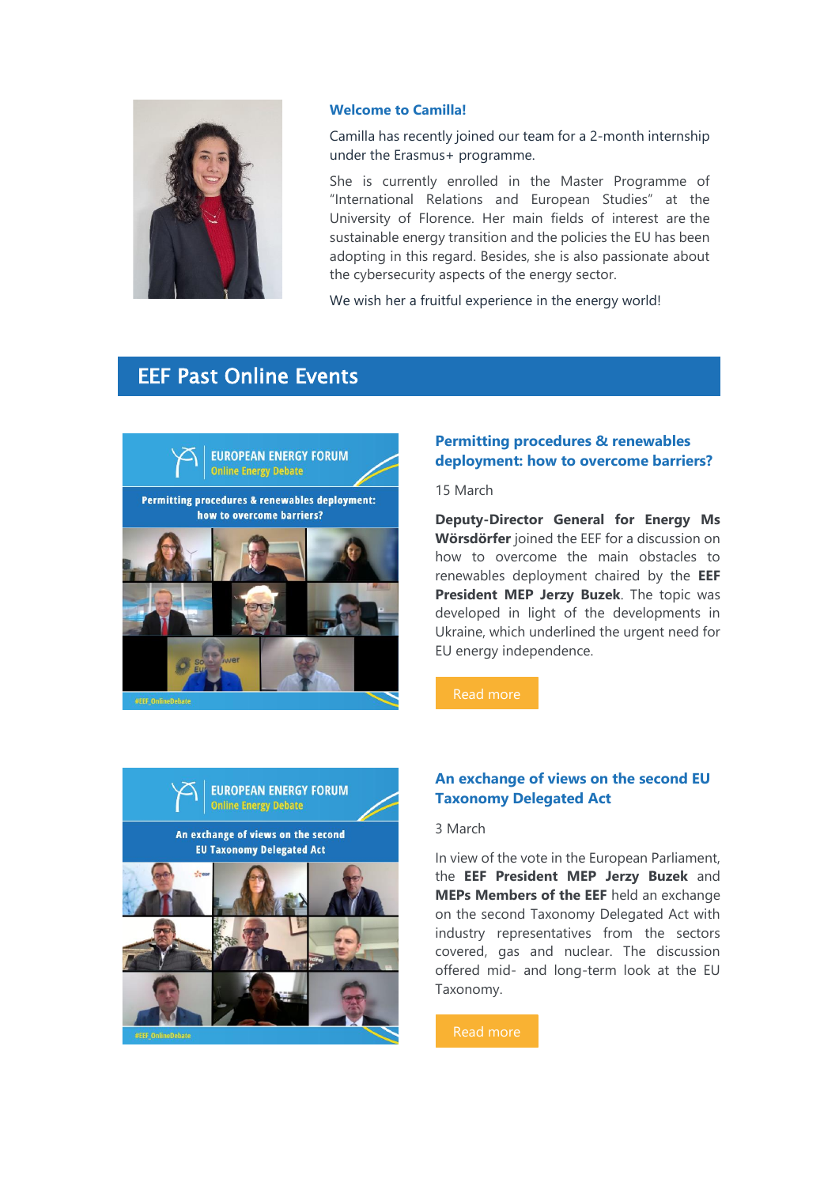### Welcome to Camilla!

Camilla has recently joined our team for a 2-month internship under the Erasmus+ programme.

She is currently enrolled in the Master Programme of “International Relations and European Studies” at the University of Florence. Her main fields of interest are the sustainable energy transition and the policies the EU has been adopting in this regard. Besides, she is also passionate about the cybersecurity aspects of the energy sector.

We wish her a fruitful experience in the energy world!

## EEF Past Online Events

### Permitting procedures & renewables deployment: how to overcome barriers?

15 March

**Deputy-Director General for Energy Ms Wörsdörfer** joined the EEF for a discussion on how to overcome the main obstacles to renewables deployment chaired by the **EEF President MEP Jerzy Buzek**. The topic was developed in light of the developments in Ukraine, which underlined the urgent need for EU energy independence.

Read more

### An exchange of views on the second EU Taxonomy Delegated Act

3 March

In view of the vote in the European Parliament, the **EEF President MEP Jerzy Buzek** and **MEPs Members of the EEF** held an exchange on the second Taxonomy Delegated Act with industry representatives from the sectors covered, gas and nuclear. The discussion offered mid- and long-term look at the EU Taxonomy.

Read more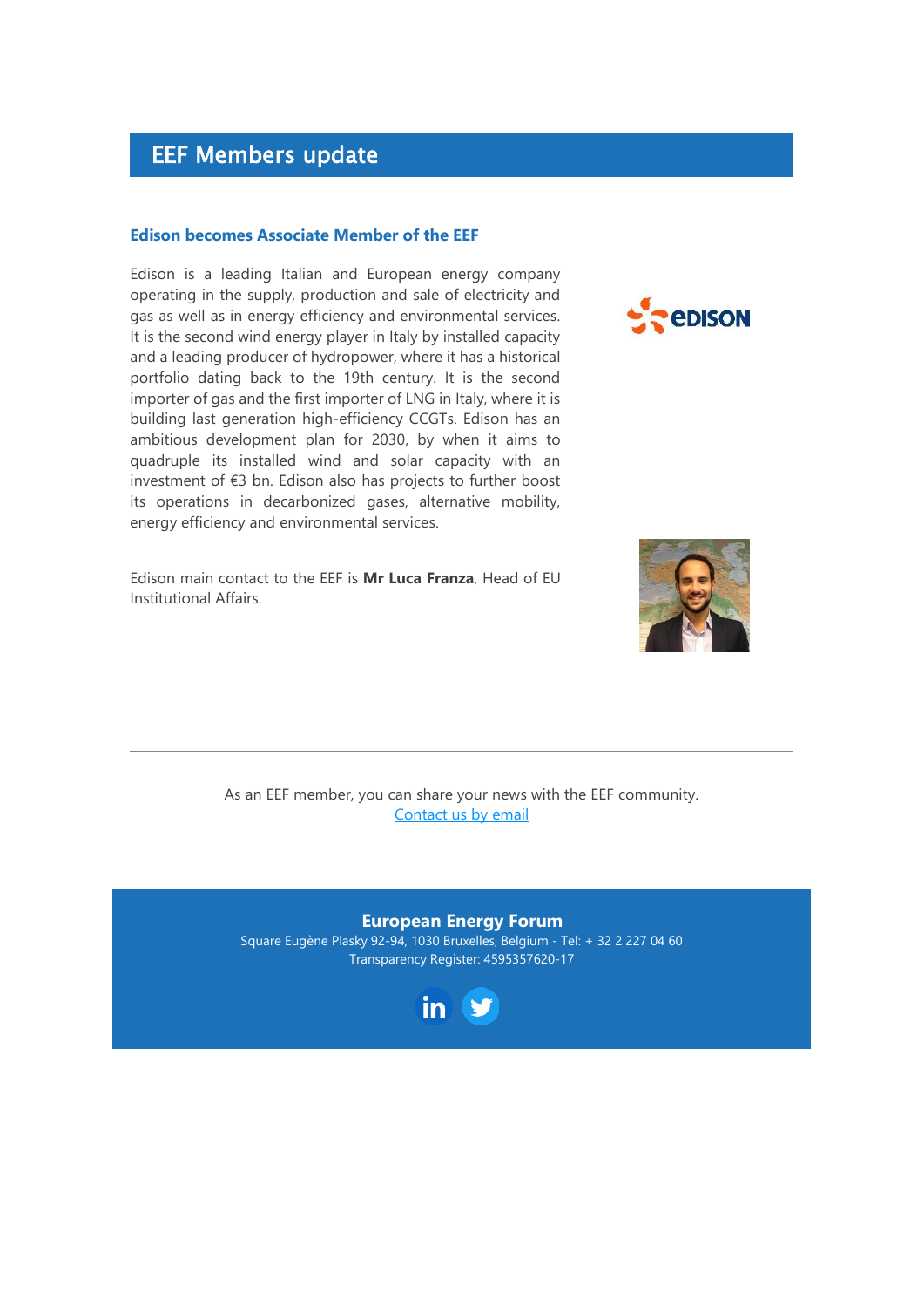## EEF Members update

### Edison becomes Associate Member of the EEF

Edison is a leading Italian and European energy company operating in the supply, production and sale of electricity and gas as well as in energy efficiency and environmental services. It is the second wind energy player in Italy by installed capacity and a leading producer of hydropower, where it has a historical portfolio dating back to the 19th century. It is the second importer of gas and the first importer of LNG in Italy, where it is building last generation high-efficiency CCGTs. Edison has an ambitious development plan for 2030, by when it aims to quadruple its installed wind and solar capacity with an investment of €3 bn. Edison also has projects to further boost its operations in decarbonized gases, alternative mobility, energy efficiency and environmental services.

Edison main contact to the EEF is **Mr Luca Franza**, Head of EU Institutional Affairs.

---

As an EEF member, you can share your news with the EEF community.
[Contact us by email]

**European Energy Forum**
Square Eugène Plasky 92-94, 1030 Bruxelles, Belgium - Tel: + 32 2 227 04 60
Transparency Register: 4595357620-17